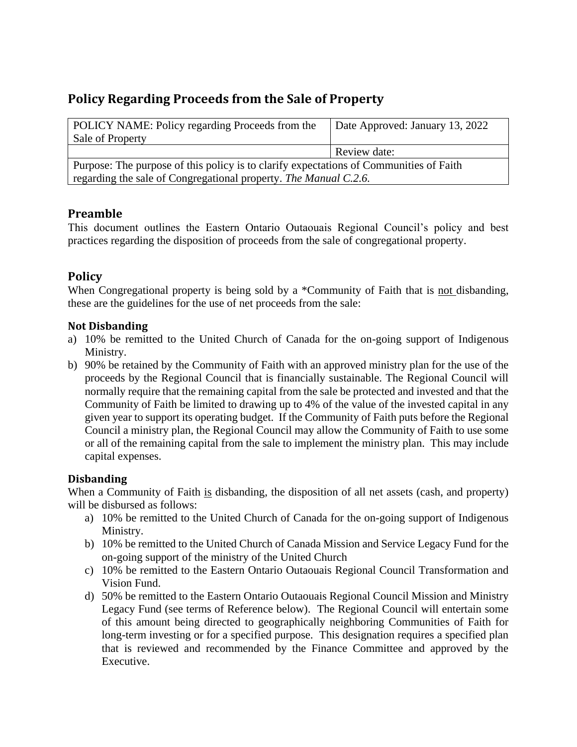# Policy Regarding Proceeds from the Sale of Property

| POLICY NAME: Policy regarding Proceeds from the Sale of Property | Date Approved: January 13, 2022 |
| --- | --- |
| | Review date: |
| Purpose: The purpose of this policy is to clarify expectations of Communities of Faith regarding the sale of Congregational property. *The Manual C.2.6.* | |

## Preamble

This document outlines the Eastern Ontario Outaouais Regional Council's policy and best practices regarding the disposition of proceeds from the sale of congregational property.

## Policy

When Congregational property is being sold by a *Community of Faith that is <u>not</u> disbanding, these are the guidelines for the use of net proceeds from the sale:

### Not Disbanding

a) 10% be remitted to the United Church of Canada for the on-going support of Indigenous Ministry.
b) 90% be retained by the Community of Faith with an approved ministry plan for the use of the proceeds by the Regional Council that is financially sustainable. The Regional Council will normally require that the remaining capital from the sale be protected and invested and that the Community of Faith be limited to drawing up to 4% of the value of the invested capital in any given year to support its operating budget. If the Community of Faith puts before the Regional Council a ministry plan, the Regional Council may allow the Community of Faith to use some or all of the remaining capital from the sale to implement the ministry plan. This may include capital expenses.

### Disbanding

When a Community of Faith <u>is</u> disbanding, the disposition of all net assets (cash, and property) will be disbursed as follows:

a) 10% be remitted to the United Church of Canada for the on-going support of Indigenous Ministry.
b) 10% be remitted to the United Church of Canada Mission and Service Legacy Fund for the on-going support of the ministry of the United Church
c) 10% be remitted to the Eastern Ontario Outaouais Regional Council Transformation and Vision Fund.
d) 50% be remitted to the Eastern Ontario Outaouais Regional Council Mission and Ministry Legacy Fund (see terms of Reference below). The Regional Council will entertain some of this amount being directed to geographically neighboring Communities of Faith for long-term investing or for a specified purpose. This designation requires a specified plan that is reviewed and recommended by the Finance Committee and approved by the Executive.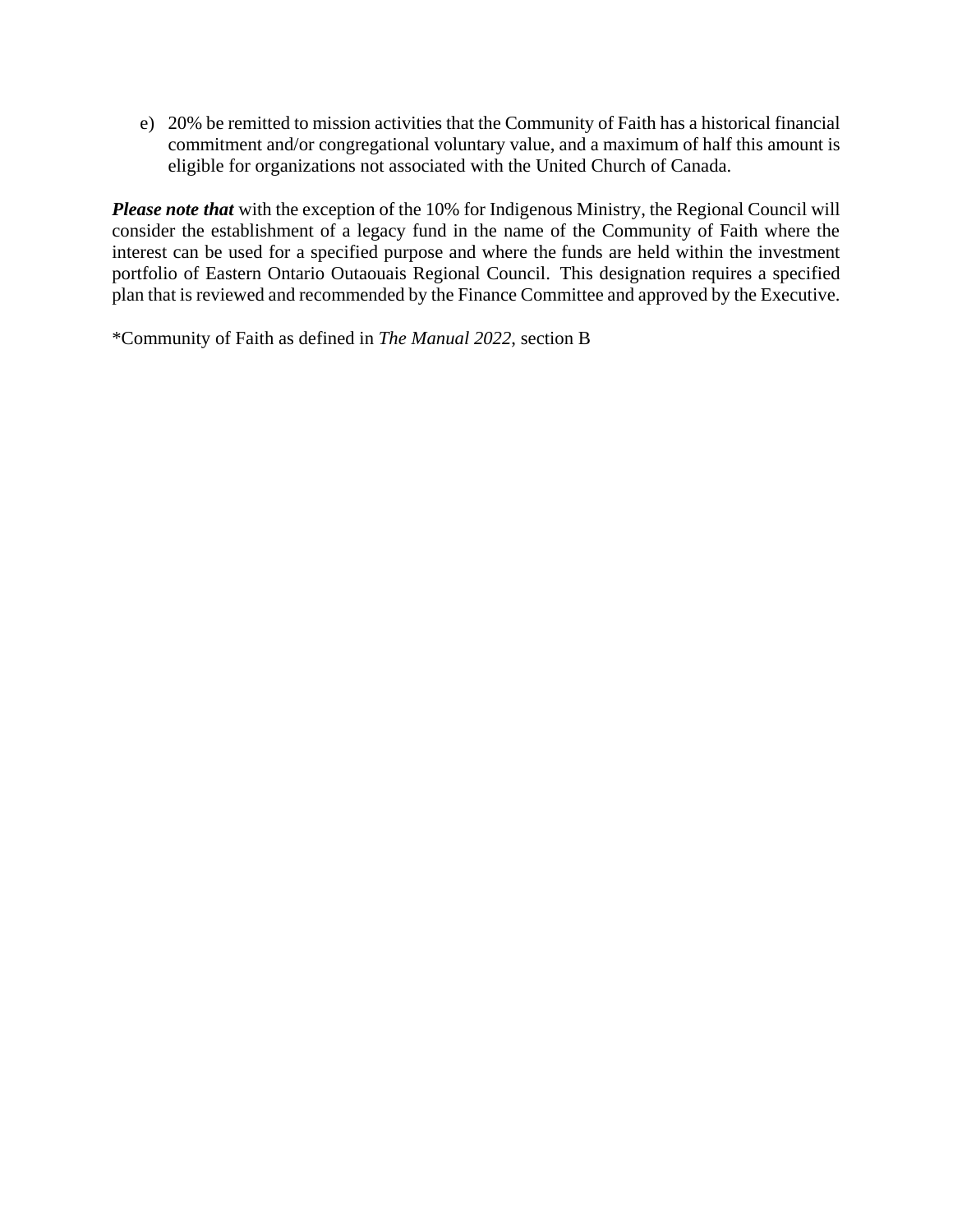e) 20% be remitted to mission activities that the Community of Faith has a historical financial commitment and/or congregational voluntary value, and a maximum of half this amount is eligible for organizations not associated with the United Church of Canada.

***Please note that*** with the exception of the 10% for Indigenous Ministry, the Regional Council will consider the establishment of a legacy fund in the name of the Community of Faith where the interest can be used for a specified purpose and where the funds are held within the investment portfolio of Eastern Ontario Outaouais Regional Council. This designation requires a specified plan that is reviewed and recommended by the Finance Committee and approved by the Executive.

*Community of Faith as defined in *The Manual 2022*, section B